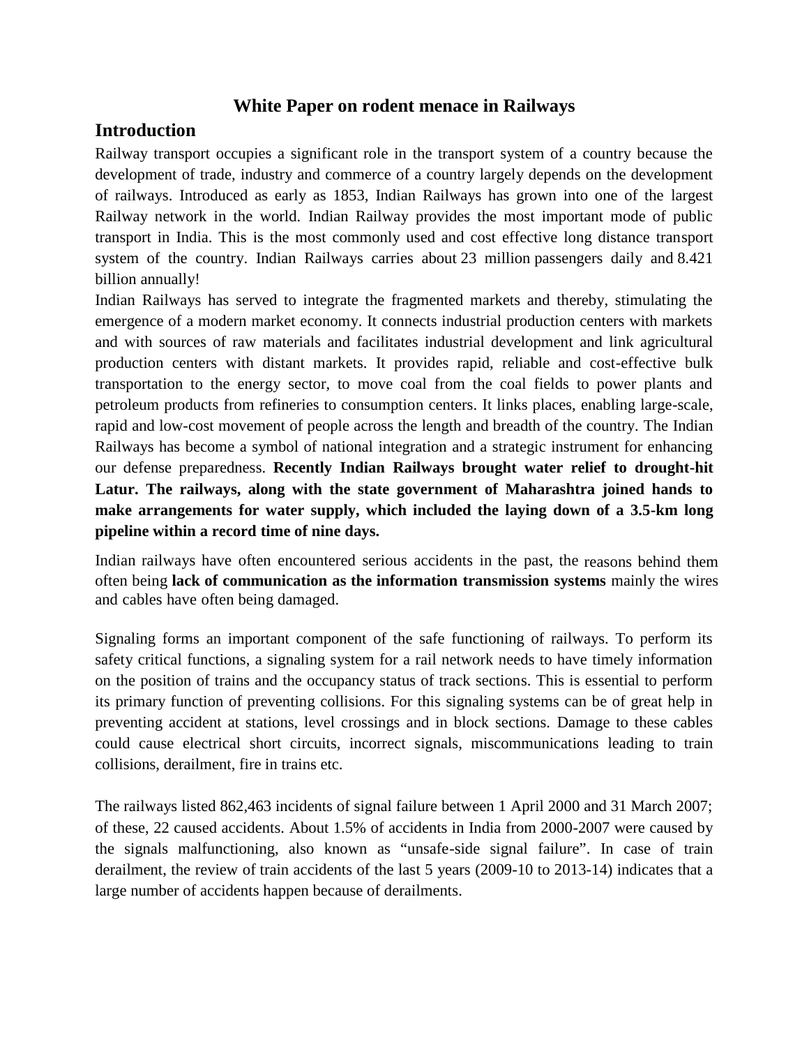# White Paper on rodent menace in Railways

## Introduction

Railway transport occupies a significant role in the transport system of a country because the development of trade, industry and commerce of a country largely depends on the development of railways. Introduced as early as 1853, Indian Railways has grown into one of the largest Railway network in the world. Indian Railway provides the most important mode of public transport in India. This is the most commonly used and cost effective long distance transport system of the country. Indian Railways carries about 23 million passengers daily and 8.421 billion annually!

Indian Railways has served to integrate the fragmented markets and thereby, stimulating the emergence of a modern market economy. It connects industrial production centers with markets and with sources of raw materials and facilitates industrial development and link agricultural production centers with distant markets. It provides rapid, reliable and cost-effective bulk transportation to the energy sector, to move coal from the coal fields to power plants and petroleum products from refineries to consumption centers. It links places, enabling large-scale, rapid and low-cost movement of people across the length and breadth of the country. The Indian Railways has become a symbol of national integration and a strategic instrument for enhancing our defense preparedness. **Recently Indian Railways brought water relief to drought-hit Latur. The railways, along with the state government of Maharashtra joined hands to make arrangements for water supply, which included the laying down of a 3.5-km long pipeline within a record time of nine days.**

Indian railways have often encountered serious accidents in the past, the reasons behind them often being **lack of communication as the information transmission systems** mainly the wires and cables have often being damaged.

Signaling forms an important component of the safe functioning of railways. To perform its safety critical functions, a signaling system for a rail network needs to have timely information on the position of trains and the occupancy status of track sections. This is essential to perform its primary function of preventing collisions. For this signaling systems can be of great help in preventing accident at stations, level crossings and in block sections. Damage to these cables could cause electrical short circuits, incorrect signals, miscommunications leading to train collisions, derailment, fire in trains etc.

The railways listed 862,463 incidents of signal failure between 1 April 2000 and 31 March 2007; of these, 22 caused accidents. About 1.5% of accidents in India from 2000-2007 were caused by the signals malfunctioning, also known as "unsafe-side signal failure". In case of train derailment, the review of train accidents of the last 5 years (2009-10 to 2013-14) indicates that a large number of accidents happen because of derailments.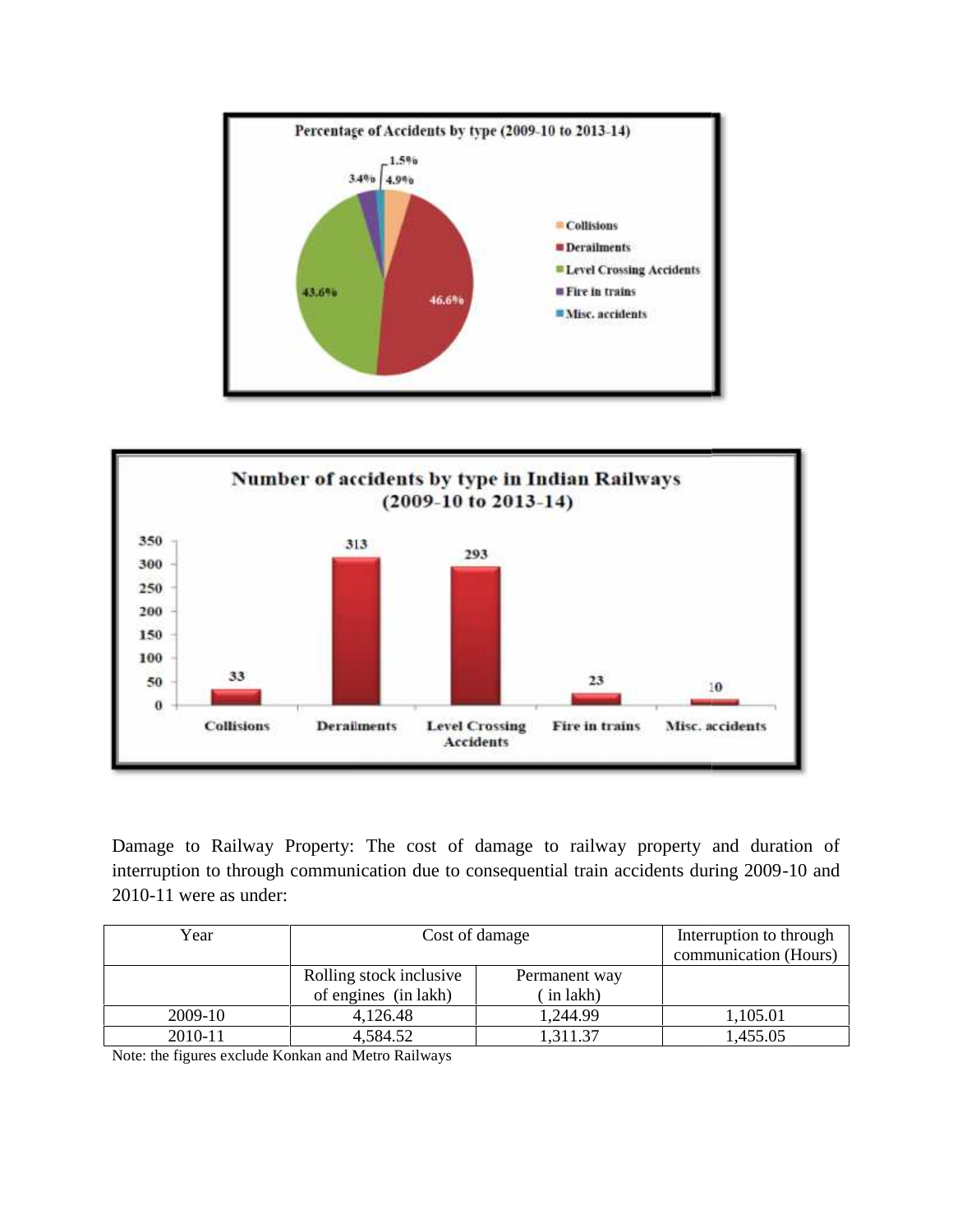Percentage of Accidents by type (2009-10 to 2013-14)

1.5%
3.4%
4.9%
43.6%
46.6%

Collisions
Derailments
Level Crossing Accidents
Fire in trains
Misc. accidents

Number of accidents by type in Indian Railways (2009-10 to 2013-14)

350
300
250
200
150
100
50
0

33
313
293
23
10

Collisions
Derailments
Level Crossing Accidents
Fire in trains
Misc. accidents

Damage to Railway Property: The cost of damage to railway property and duration of interruption to through communication due to consequential train accidents during 2009-10 and 2010-11 were as under:

| Year | Cost of damage | | Interruption to through communication (Hours) |
|---|---|---|---|
| | Rolling stock inclusive of engines (in lakh) | Permanent way ( in lakh) | |
| 2009-10 | 4,126.48 | 1,244.99 | 1,105.01 |
| 2010-11 | 4,584.52 | 1,311.37 | 1,455.05 |

Note: the figures exclude Konkan and Metro Railways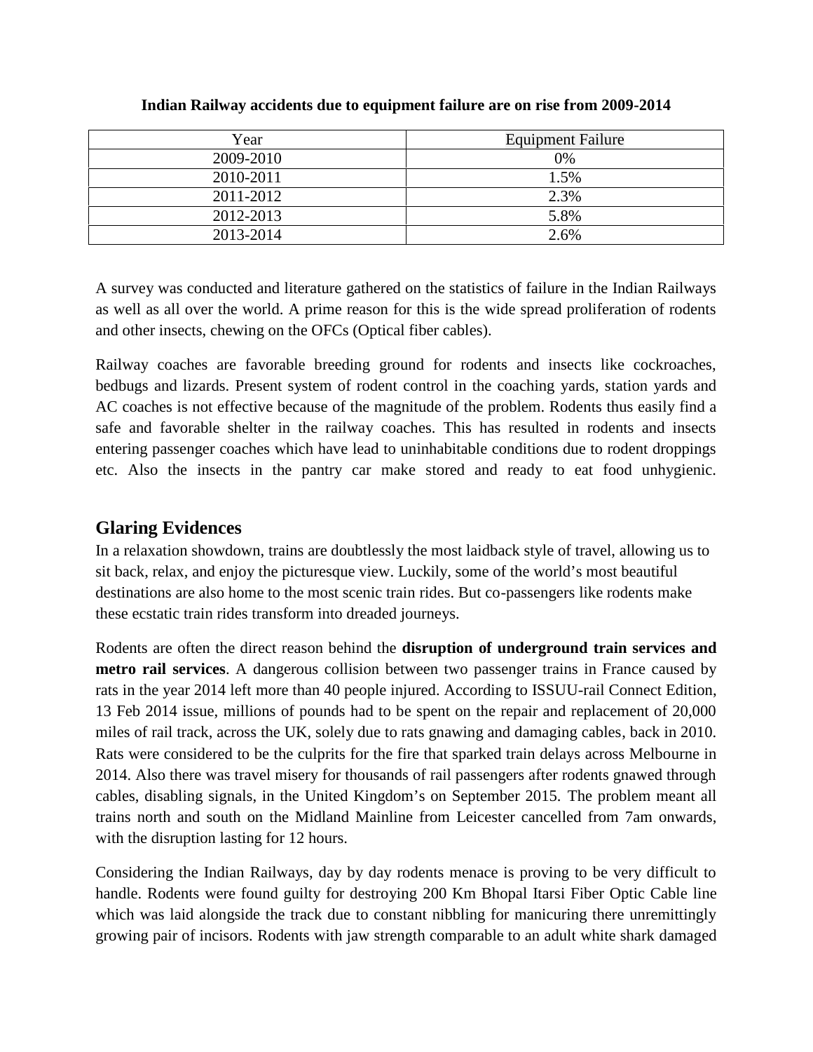**Indian Railway accidents due to equipment failure are on rise from 2009-2014**

| Year | Equipment Failure |
|---|---|
| 2009-2010 | 0% |
| 2010-2011 | 1.5% |
| 2011-2012 | 2.3% |
| 2012-2013 | 5.8% |
| 2013-2014 | 2.6% |

A survey was conducted and literature gathered on the statistics of failure in the Indian Railways as well as all over the world. A prime reason for this is the wide spread proliferation of rodents and other insects, chewing on the OFCs (Optical fiber cables).

Railway coaches are favorable breeding ground for rodents and insects like cockroaches, bedbugs and lizards. Present system of rodent control in the coaching yards, station yards and AC coaches is not effective because of the magnitude of the problem. Rodents thus easily find a safe and favorable shelter in the railway coaches. This has resulted in rodents and insects entering passenger coaches which have lead to uninhabitable conditions due to rodent droppings etc. Also the insects in the pantry car make stored and ready to eat food unhygienic.

## Glaring Evidences

In a relaxation showdown, trains are doubtlessly the most laidback style of travel, allowing us to sit back, relax, and enjoy the picturesque view. Luckily, some of the world's most beautiful destinations are also home to the most scenic train rides. But co-passengers like rodents make these ecstatic train rides transform into dreaded journeys.

Rodents are often the direct reason behind the **disruption of underground train services and metro rail services**. A dangerous collision between two passenger trains in France caused by rats in the year 2014 left more than 40 people injured. According to ISSUU-rail Connect Edition, 13 Feb 2014 issue, millions of pounds had to be spent on the repair and replacement of 20,000 miles of rail track, across the UK, solely due to rats gnawing and damaging cables, back in 2010. Rats were considered to be the culprits for the fire that sparked train delays across Melbourne in 2014. Also there was travel misery for thousands of rail passengers after rodents gnawed through cables, disabling signals, in the United Kingdom's on September 2015. The problem meant all trains north and south on the Midland Mainline from Leicester cancelled from 7am onwards, with the disruption lasting for 12 hours.

Considering the Indian Railways, day by day rodents menace is proving to be very difficult to handle. Rodents were found guilty for destroying 200 Km Bhopal Itarsi Fiber Optic Cable line which was laid alongside the track due to constant nibbling for manicuring there unremittingly growing pair of incisors. Rodents with jaw strength comparable to an adult white shark damaged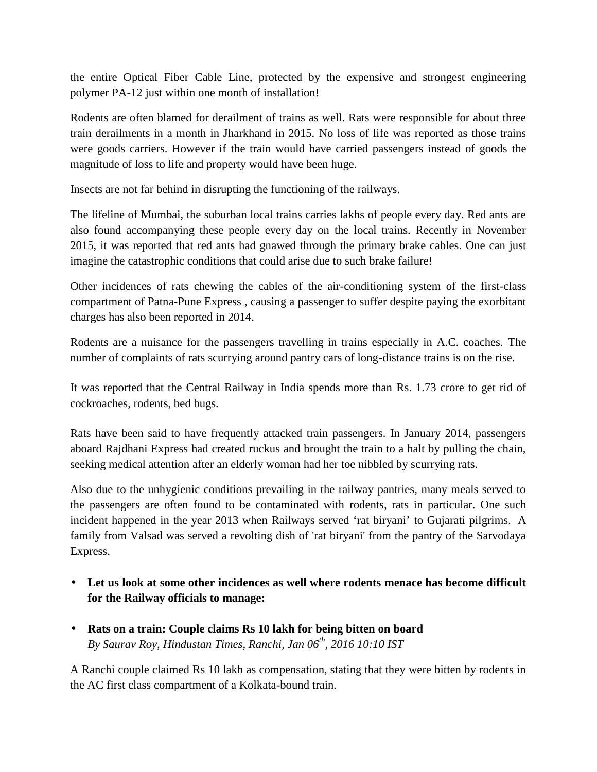the entire Optical Fiber Cable Line, protected by the expensive and strongest engineering polymer PA-12 just within one month of installation!

Rodents are often blamed for derailment of trains as well. Rats were responsible for about three train derailments in a month in Jharkhand in 2015. No loss of life was reported as those trains were goods carriers. However if the train would have carried passengers instead of goods the magnitude of loss to life and property would have been huge.

Insects are not far behind in disrupting the functioning of the railways.

The lifeline of Mumbai, the suburban local trains carries lakhs of people every day. Red ants are also found accompanying these people every day on the local trains. Recently in November 2015, it was reported that red ants had gnawed through the primary brake cables. One can just imagine the catastrophic conditions that could arise due to such brake failure!

Other incidences of rats chewing the cables of the air-conditioning system of the first-class compartment of Patna-Pune Express , causing a passenger to suffer despite paying the exorbitant charges has also been reported in 2014.

Rodents are a nuisance for the passengers travelling in trains especially in A.C. coaches. The number of complaints of rats scurrying around pantry cars of long-distance trains is on the rise.

It was reported that the Central Railway in India spends more than Rs. 1.73 crore to get rid of cockroaches, rodents, bed bugs.

Rats have been said to have frequently attacked train passengers. In January 2014, passengers aboard Rajdhani Express had created ruckus and brought the train to a halt by pulling the chain, seeking medical attention after an elderly woman had her toe nibbled by scurrying rats.

Also due to the unhygienic conditions prevailing in the railway pantries, many meals served to the passengers are often found to be contaminated with rodents, rats in particular. One such incident happened in the year 2013 when Railways served 'rat biryani' to Gujarati pilgrims. A family from Valsad was served a revolting dish of 'rat biryani' from the pantry of the Sarvodaya Express.

- **Let us look at some other incidences as well where rodents menace has become difficult for the Railway officials to manage:**

- **Rats on a train: Couple claims Rs 10 lakh for being bitten on board**
  *By Saurav Roy, Hindustan Times, Ranchi, Jan 06th, 2016 10:10 IST*

A Ranchi couple claimed Rs 10 lakh as compensation, stating that they were bitten by rodents in the AC first class compartment of a Kolkata-bound train.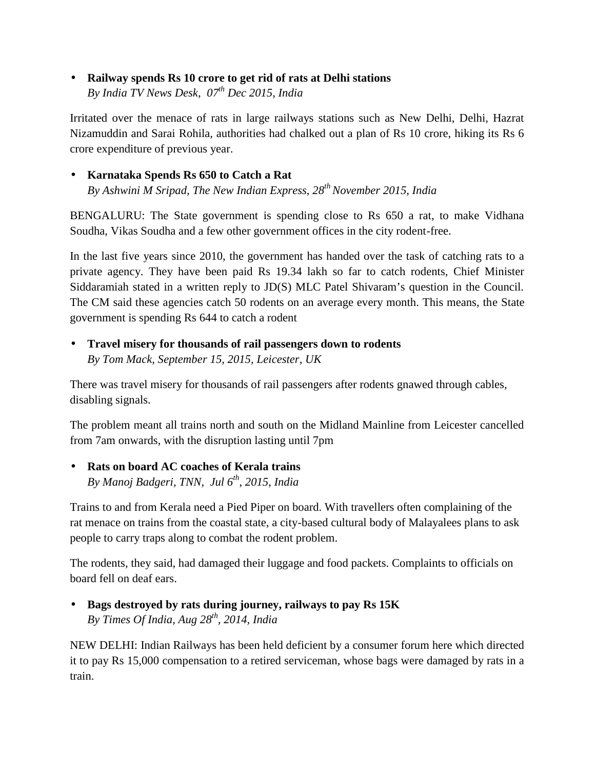- **Railway spends Rs 10 crore to get rid of rats at Delhi stations**
  *By India TV News Desk, 07th Dec 2015, India*

Irritated over the menace of rats in large railways stations such as New Delhi, Delhi, Hazrat Nizamuddin and Sarai Rohila, authorities had chalked out a plan of Rs 10 crore, hiking its Rs 6 crore expenditure of previous year.

- **Karnataka Spends Rs 650 to Catch a Rat**
  *By Ashwini M Sripad, The New Indian Express, 28th November 2015, India*

BENGALURU: The State government is spending close to Rs 650 a rat, to make Vidhana Soudha, Vikas Soudha and a few other government offices in the city rodent-free.

In the last five years since 2010, the government has handed over the task of catching rats to a private agency. They have been paid Rs 19.34 lakh so far to catch rodents, Chief Minister Siddaramiah stated in a written reply to JD(S) MLC Patel Shivaram's question in the Council. The CM said these agencies catch 50 rodents on an average every month. This means, the State government is spending Rs 644 to catch a rodent

- **Travel misery for thousands of rail passengers down to rodents**
  *By Tom Mack, September 15, 2015, Leicester, UK*

There was travel misery for thousands of rail passengers after rodents gnawed through cables, disabling signals.

The problem meant all trains north and south on the Midland Mainline from Leicester cancelled from 7am onwards, with the disruption lasting until 7pm

- **Rats on board AC coaches of Kerala trains**
  *By Manoj Badgeri, TNN, Jul 6th, 2015, India*

Trains to and from Kerala need a Pied Piper on board. With travellers often complaining of the rat menace on trains from the coastal state, a city-based cultural body of Malayalees plans to ask people to carry traps along to combat the rodent problem.

The rodents, they said, had damaged their luggage and food packets. Complaints to officials on board fell on deaf ears.

- **Bags destroyed by rats during journey, railways to pay Rs 15K**
  *By Times Of India, Aug 28th, 2014, India*

NEW DELHI: Indian Railways has been held deficient by a consumer forum here which directed it to pay Rs 15,000 compensation to a retired serviceman, whose bags were damaged by rats in a train.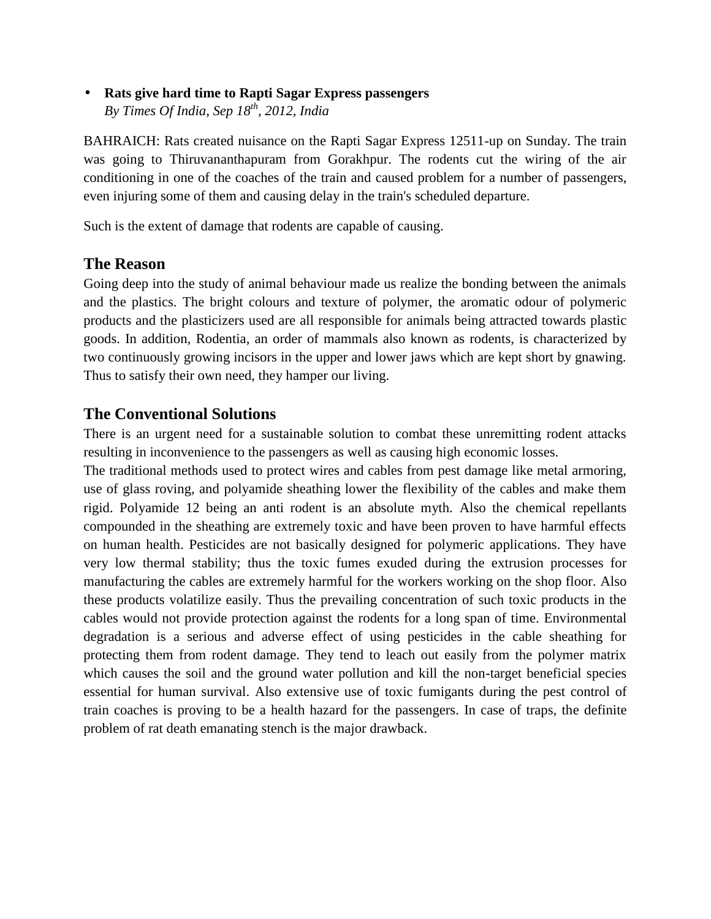- **Rats give hard time to Rapti Sagar Express passengers**
  *By Times Of India, Sep 18$^{th}$, 2012, India*

BAHRAICH: Rats created nuisance on the Rapti Sagar Express 12511-up on Sunday. The train was going to Thiruvananthapuram from Gorakhpur. The rodents cut the wiring of the air conditioning in one of the coaches of the train and caused problem for a number of passengers, even injuring some of them and causing delay in the train's scheduled departure.

Such is the extent of damage that rodents are capable of causing.

## The Reason

Going deep into the study of animal behaviour made us realize the bonding between the animals and the plastics. The bright colours and texture of polymer, the aromatic odour of polymeric products and the plasticizers used are all responsible for animals being attracted towards plastic goods. In addition, Rodentia, an order of mammals also known as rodents, is characterized by two continuously growing incisors in the upper and lower jaws which are kept short by gnawing. Thus to satisfy their own need, they hamper our living.

## The Conventional Solutions

There is an urgent need for a sustainable solution to combat these unremitting rodent attacks resulting in inconvenience to the passengers as well as causing high economic losses.

The traditional methods used to protect wires and cables from pest damage like metal armoring, use of glass roving, and polyamide sheathing lower the flexibility of the cables and make them rigid. Polyamide 12 being an anti rodent is an absolute myth. Also the chemical repellants compounded in the sheathing are extremely toxic and have been proven to have harmful effects on human health. Pesticides are not basically designed for polymeric applications. They have very low thermal stability; thus the toxic fumes exuded during the extrusion processes for manufacturing the cables are extremely harmful for the workers working on the shop floor. Also these products volatilize easily. Thus the prevailing concentration of such toxic products in the cables would not provide protection against the rodents for a long span of time. Environmental degradation is a serious and adverse effect of using pesticides in the cable sheathing for protecting them from rodent damage. They tend to leach out easily from the polymer matrix which causes the soil and the ground water pollution and kill the non-target beneficial species essential for human survival. Also extensive use of toxic fumigants during the pest control of train coaches is proving to be a health hazard for the passengers. In case of traps, the definite problem of rat death emanating stench is the major drawback.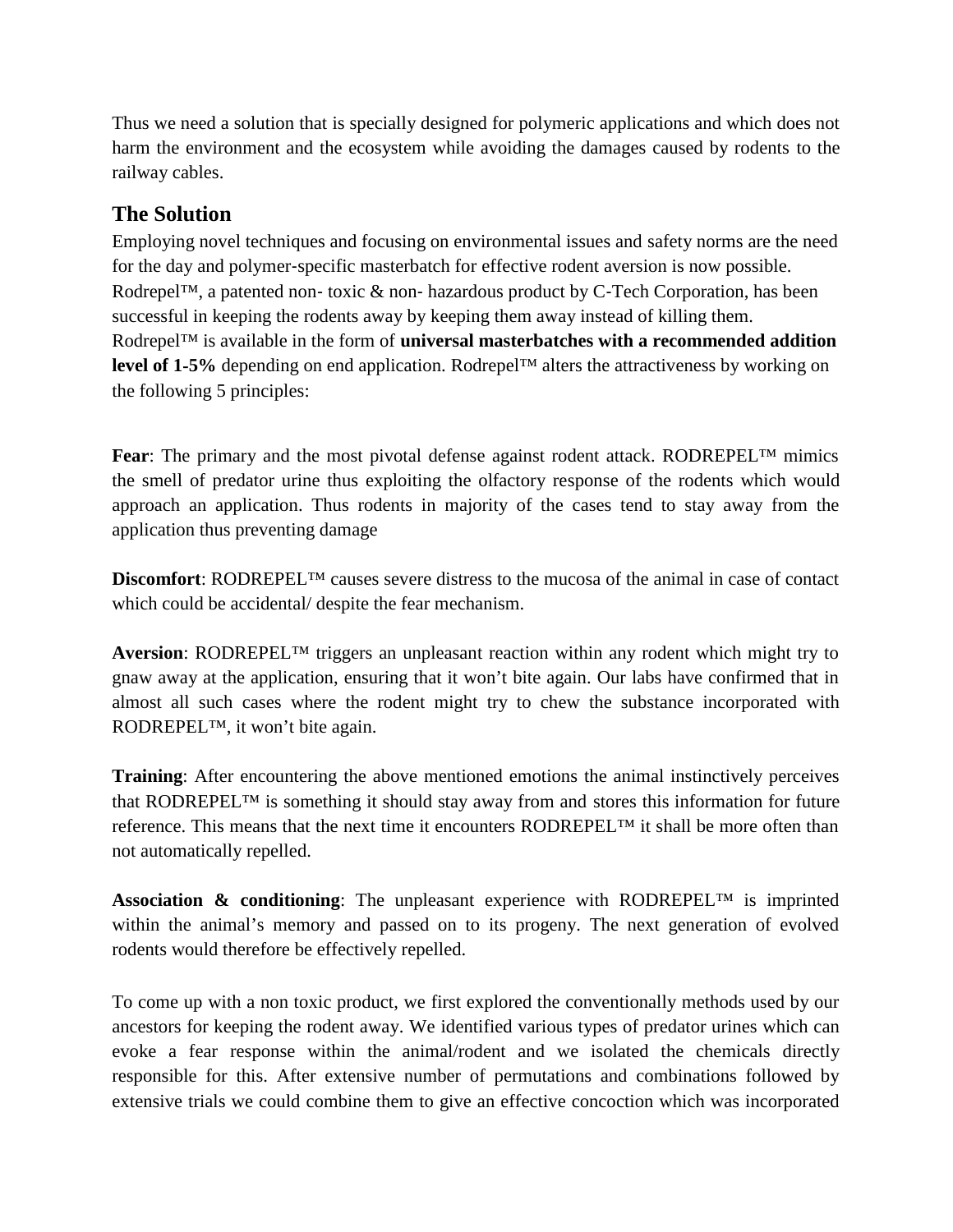Thus we need a solution that is specially designed for polymeric applications and which does not harm the environment and the ecosystem while avoiding the damages caused by rodents to the railway cables.

## The Solution

Employing novel techniques and focusing on environmental issues and safety norms are the need for the day and polymer-specific masterbatch for effective rodent aversion is now possible. Rodrepel™, a patented non- toxic & non- hazardous product by C-Tech Corporation, has been successful in keeping the rodents away by keeping them away instead of killing them. Rodrepel™ is available in the form of **universal masterbatches with a recommended addition level of 1-5%** depending on end application. Rodrepel™ alters the attractiveness by working on the following 5 principles:

**Fear**: The primary and the most pivotal defense against rodent attack. RODREPEL™ mimics the smell of predator urine thus exploiting the olfactory response of the rodents which would approach an application. Thus rodents in majority of the cases tend to stay away from the application thus preventing damage

**Discomfort**: RODREPEL™ causes severe distress to the mucosa of the animal in case of contact which could be accidental/ despite the fear mechanism.

**Aversion**: RODREPEL™ triggers an unpleasant reaction within any rodent which might try to gnaw away at the application, ensuring that it won't bite again. Our labs have confirmed that in almost all such cases where the rodent might try to chew the substance incorporated with RODREPEL™, it won't bite again.

**Training**: After encountering the above mentioned emotions the animal instinctively perceives that RODREPEL™ is something it should stay away from and stores this information for future reference. This means that the next time it encounters RODREPEL™ it shall be more often than not automatically repelled.

**Association & conditioning**: The unpleasant experience with RODREPEL™ is imprinted within the animal's memory and passed on to its progeny. The next generation of evolved rodents would therefore be effectively repelled.

To come up with a non toxic product, we first explored the conventionally methods used by our ancestors for keeping the rodent away. We identified various types of predator urines which can evoke a fear response within the animal/rodent and we isolated the chemicals directly responsible for this. After extensive number of permutations and combinations followed by extensive trials we could combine them to give an effective concoction which was incorporated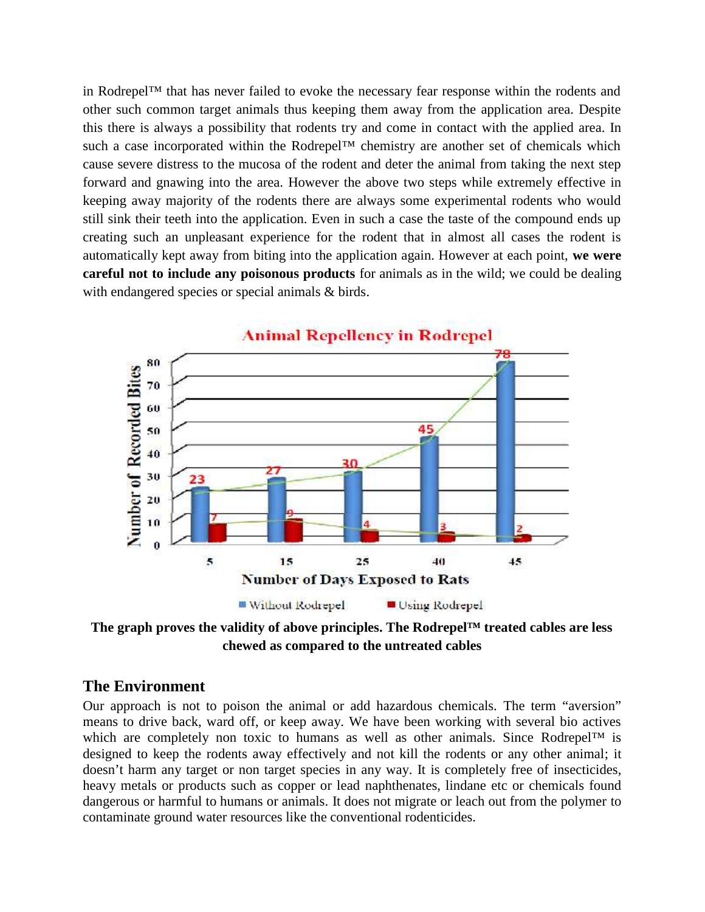in Rodrepel™ that has never failed to evoke the necessary fear response within the rodents and other such common target animals thus keeping them away from the application area. Despite this there is always a possibility that rodents try and come in contact with the applied area. In such a case incorporated within the Rodrepel™ chemistry are another set of chemicals which cause severe distress to the mucosa of the rodent and deter the animal from taking the next step forward and gnawing into the area. However the above two steps while extremely effective in keeping away majority of the rodents there are always some experimental rodents who would still sink their teeth into the application. Even in such a case the taste of the compound ends up creating such an unpleasant experience for the rodent that in almost all cases the rodent is automatically kept away from biting into the application again. However at each point, **we were careful not to include any poisonous products** for animals as in the wild; we could be dealing with endangered species or special animals & birds.

Animal Repellency in Rodrepel

Number of Recorded Bites

0
10
20
30
40
50
60
70
80

23
7
27
9
30
4
45
3
78
2

5
15
25
40
45

Number of Days Exposed to Rats

Without Rodrepel
Using Rodrepel

**The graph proves the validity of above principles. The Rodrepel™ treated cables are less chewed as compared to the untreated cables**

## The Environment

Our approach is not to poison the animal or add hazardous chemicals. The term "aversion" means to drive back, ward off, or keep away. We have been working with several bio actives which are completely non toxic to humans as well as other animals. Since Rodrepel™ is designed to keep the rodents away effectively and not kill the rodents or any other animal; it doesn't harm any target or non target species in any way. It is completely free of insecticides, heavy metals or products such as copper or lead naphthenates, lindane etc or chemicals found dangerous or harmful to humans or animals. It does not migrate or leach out from the polymer to contaminate ground water resources like the conventional rodenticides.